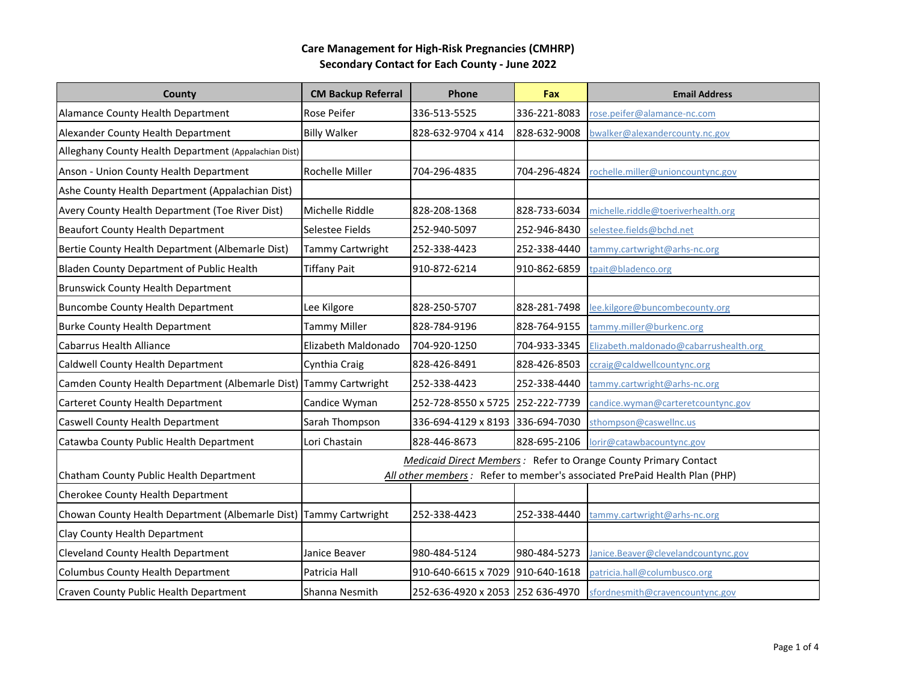**Care Management for High-Risk Pregnancies (CMHRP)**
**Secondary Contact for Each County - June 2022**

| County | CM Backup Referral | Phone | Fax | Email Address |
|---|---|---|---|---|
| Alamance County Health Department | Rose Peifer | 336-513-5525 | 336-221-8083 | rose.peifer@alamance-nc.com |
| Alexander County Health Department | Billy Walker | 828-632-9704 x 414 | 828-632-9008 | bwalker@alexandercounty.nc.gov |
| Alleghany County Health Department (Appalachian Dist) | | | | |
| Anson - Union County Health Department | Rochelle Miller | 704-296-4835 | 704-296-4824 | rochelle.miller@unioncountync.gov |
| Ashe County Health Department (Appalachian Dist) | | | | |
| Avery County Health Department (Toe River Dist) | Michelle Riddle | 828-208-1368 | 828-733-6034 | michelle.riddle@toeriverhealth.org |
| Beaufort County Health Department | Selestee Fields | 252-940-5097 | 252-946-8430 | selestee.fields@bchd.net |
| Bertie County Health Department (Albemarle Dist) | Tammy Cartwright | 252-338-4423 | 252-338-4440 | tammy.cartwright@arhs-nc.org |
| Bladen County Department of Public Health | Tiffany Pait | 910-872-6214 | 910-862-6859 | tpait@bladenco.org |
| Brunswick County Health Department | | | | |
| Buncombe County Health Department | Lee Kilgore | 828-250-5707 | 828-281-7498 | lee.kilgore@buncombecounty.org |
| Burke County Health Department | Tammy Miller | 828-784-9196 | 828-764-9155 | tammy.miller@burkenc.org |
| Cabarrus Health Alliance | Elizabeth Maldonado | 704-920-1250 | 704-933-3345 | Elizabeth.maldonado@cabarrushealth.org |
| Caldwell County Health Department | Cynthia Craig | 828-426-8491 | 828-426-8503 | ccraig@caldwellcountync.org |
| Camden County Health Department (Albemarle Dist) | Tammy Cartwright | 252-338-4423 | 252-338-4440 | tammy.cartwright@arhs-nc.org |
| Carteret County Health Department | Candice Wyman | 252-728-8550 x 5725 | 252-222-7739 | candice.wyman@carteretcountync.gov |
| Caswell County Health Department | Sarah Thompson | 336-694-4129 x 8193 | 336-694-7030 | sthompson@caswellnc.us |
| Catawba County Public Health Department | Lori Chastain | 828-446-8673 | 828-695-2106 | lorir@catawbacountync.gov |
| Chatham County Public Health Department | *Medicaid Direct Members*: Refer to Orange County Primary Contact<br>*All other members*: Refer to member's associated PrePaid Health Plan (PHP) | | | |
| Cherokee County Health Department | | | | |
| Chowan County Health Department (Albemarle Dist) | Tammy Cartwright | 252-338-4423 | 252-338-4440 | tammy.cartwright@arhs-nc.org |
| Clay County Health Department | | | | |
| Cleveland County Health Department | Janice Beaver | 980-484-5124 | 980-484-5273 | Janice.Beaver@clevelandcountync.gov |
| Columbus County Health Department | Patricia Hall | 910-640-6615 x 7029 | 910-640-1618 | patricia.hall@columbusco.org |
| Craven County Public Health Department | Shanna Nesmith | 252-636-4920 x 2053 | 252 636-4970 | sfordnesmith@cravencountync.gov |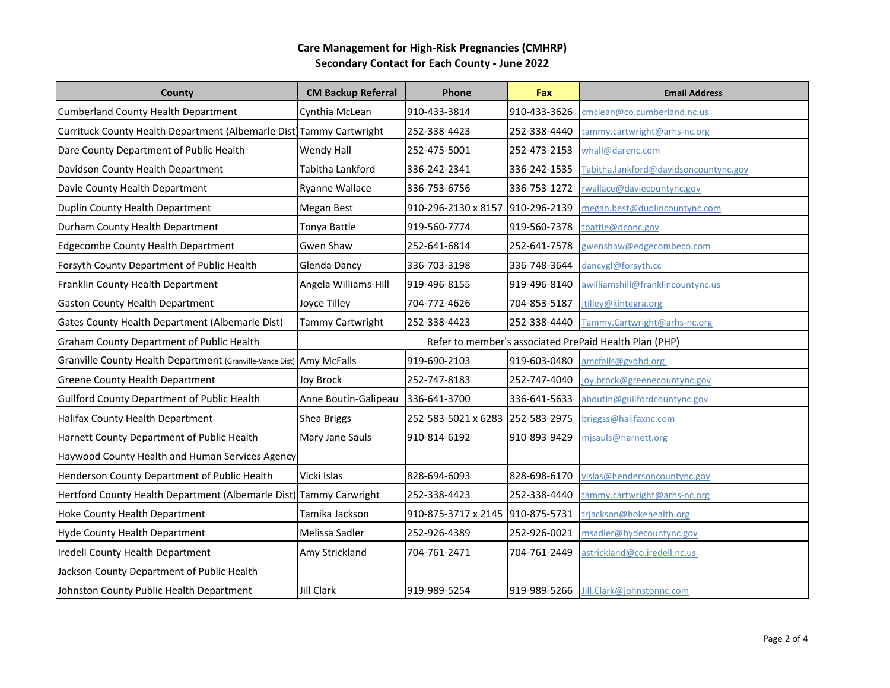**Care Management for High-Risk Pregnancies (CMHRP)**
**Secondary Contact for Each County - June 2022**

| County | CM Backup Referral | Phone | Fax | Email Address |
|---|---|---|---|---|
| Cumberland County Health Department | Cynthia McLean | 910-433-3814 | 910-433-3626 | cmclean@co.cumberland.nc.us |
| Currituck County Health Department (Albemarle Dist) | Tammy Cartwright | 252-338-4423 | 252-338-4440 | tammy.cartwright@arhs-nc.org |
| Dare County Department of Public Health | Wendy Hall | 252-475-5001 | 252-473-2153 | whall@darenc.com |
| Davidson County Health Department | Tabitha Lankford | 336-242-2341 | 336-242-1535 | Tabitha.lankford@davidsoncountync.gov |
| Davie County Health Department | Ryanne Wallace | 336-753-6756 | 336-753-1272 | rwallace@daviecountync.gov |
| Duplin County Health Department | Megan Best | 910-296-2130 x 8157 | 910-296-2139 | megan.best@duplincountync.com |
| Durham County Health Department | Tonya Battle | 919-560-7774 | 919-560-7378 | tbattle@dconc.gov |
| Edgecombe County Health Department | Gwen Shaw | 252-641-6814 | 252-641-7578 | gwenshaw@edgecombeco.com |
| Forsyth County Department of Public Health | Glenda Dancy | 336-703-3198 | 336-748-3644 | dancygl@forsyth.cc |
| Franklin County Health Department | Angela Williams-Hill | 919-496-8155 | 919-496-8140 | awilliamshill@franklincountync.us |
| Gaston County Health Department | Joyce Tilley | 704-772-4626 | 704-853-5187 | jtilley@kintegra.org |
| Gates County Health Department (Albemarle Dist) | Tammy Cartwright | 252-338-4423 | 252-338-4440 | Tammy.Cartwright@arhs-nc.org |
| Graham County Department of Public Health | Refer to member's associated PrePaid Health Plan (PHP) | | | |
| Granville County Health Department (Granville-Vance Dist) | Amy McFalls | 919-690-2103 | 919-603-0480 | amcfalls@gvdhd.org |
| Greene County Health Department | Joy Brock | 252-747-8183 | 252-747-4040 | joy.brock@greenecountync.gov |
| Guilford County Department of Public Health | Anne Boutin-Galipeau | 336-641-3700 | 336-641-5633 | aboutin@guilfordcountync.gov |
| Halifax County Health Department | Shea Briggs | 252-583-5021 x 6283 | 252-583-2975 | briggss@halifaxnc.com |
| Harnett County Department of Public Health | Mary Jane Sauls | 910-814-6192 | 910-893-9429 | mjsauls@harnett.org |
| Haywood County Health and Human Services Agency | | | | |
| Henderson County Department of Public Health | Vicki Islas | 828-694-6093 | 828-698-6170 | vislas@hendersoncountync.gov |
| Hertford County Health Department (Albemarle Dist) | Tammy Carwright | 252-338-4423 | 252-338-4440 | tammy.cartwright@arhs-nc.org |
| Hoke County Health Department | Tamika Jackson | 910-875-3717 x 2145 | 910-875-5731 | trjackson@hokehealth.org |
| Hyde County Health Department | Melissa Sadler | 252-926-4389 | 252-926-0021 | msadler@hydecountync.gov |
| Iredell County Health Department | Amy Strickland | 704-761-2471 | 704-761-2449 | astrickland@co.iredell.nc.us |
| Jackson County Department of Public Health | | | | |
| Johnston County Public Health Department | Jill Clark | 919-989-5254 | 919-989-5266 | Jill.Clark@johnstonnc.com |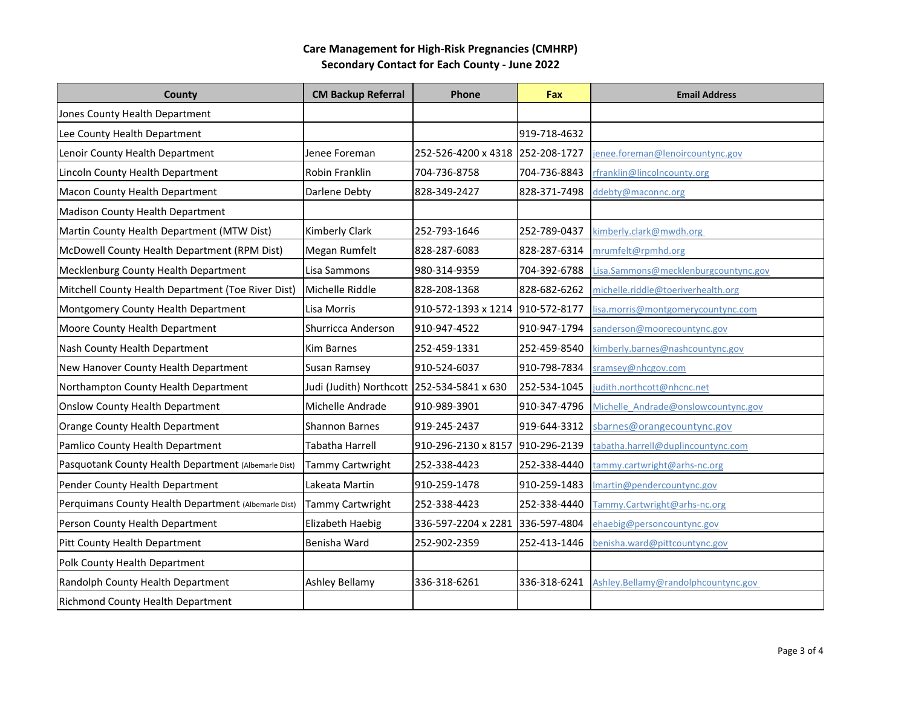**Care Management for High-Risk Pregnancies (CMHRP)**
**Secondary Contact for Each County - June 2022**

| County | CM Backup Referral | Phone | Fax | Email Address |
|---|---|---|---|---|
| Jones County Health Department | | | | |
| Lee County Health Department | | | 919-718-4632 | |
| Lenoir County Health Department | Jenee Foreman | 252-526-4200 x 4318 | 252-208-1727 | jenee.foreman@lenoircountync.gov |
| Lincoln County Health Department | Robin Franklin | 704-736-8758 | 704-736-8843 | rfranklin@lincolncounty.org |
| Macon County Health Department | Darlene Debty | 828-349-2427 | 828-371-7498 | ddebty@maconnc.org |
| Madison County Health Department | | | | |
| Martin County Health Department (MTW Dist) | Kimberly Clark | 252-793-1646 | 252-789-0437 | kimberly.clark@mwdh.org |
| McDowell County Health Department (RPM Dist) | Megan Rumfelt | 828-287-6083 | 828-287-6314 | mrumfelt@rpmhd.org |
| Mecklenburg County Health Department | Lisa Sammons | 980-314-9359 | 704-392-6788 | Lisa.Sammons@mecklenburgcountync.gov |
| Mitchell County Health Department (Toe River Dist) | Michelle Riddle | 828-208-1368 | 828-682-6262 | michelle.riddle@toeriverhealth.org |
| Montgomery County Health Department | Lisa Morris | 910-572-1393 x 1214 | 910-572-8177 | lisa.morris@montgomerycountync.com |
| Moore County Health Department | Shurricca Anderson | 910-947-4522 | 910-947-1794 | sanderson@moorecountync.gov |
| Nash County Health Department | Kim Barnes | 252-459-1331 | 252-459-8540 | kimberly.barnes@nashcountync.gov |
| New Hanover County Health Department | Susan Ramsey | 910-524-6037 | 910-798-7834 | sramsey@nhcgov.com |
| Northampton County Health Department | Judi (Judith) Northcott | 252-534-5841 x 630 | 252-534-1045 | judith.northcott@nhcnc.net |
| Onslow County Health Department | Michelle Andrade | 910-989-3901 | 910-347-4796 | Michelle_Andrade@onslowcountync.gov |
| Orange County Health Department | Shannon Barnes | 919-245-2437 | 919-644-3312 | sbarnes@orangecountync.gov |
| Pamlico County Health Department | Tabatha Harrell | 910-296-2130 x 8157 | 910-296-2139 | tabatha.harrell@duplincountync.com |
| Pasquotank County Health Department (Albemarle Dist) | Tammy Cartwright | 252-338-4423 | 252-338-4440 | tammy.cartwright@arhs-nc.org |
| Pender County Health Department | Lakeata Martin | 910-259-1478 | 910-259-1483 | lmartin@pendercountync.gov |
| Perquimans County Health Department (Albemarle Dist) | Tammy Cartwright | 252-338-4423 | 252-338-4440 | Tammy.Cartwright@arhs-nc.org |
| Person County Health Department | Elizabeth Haebig | 336-597-2204 x 2281 | 336-597-4804 | ehaebig@personcountync.gov |
| Pitt County Health Department | Benisha Ward | 252-902-2359 | 252-413-1446 | benisha.ward@pittcountync.gov |
| Polk County Health Department | | | | |
| Randolph County Health Department | Ashley Bellamy | 336-318-6261 | 336-318-6241 | Ashley.Bellamy@randolphcountync.gov |
| Richmond County Health Department | | | | |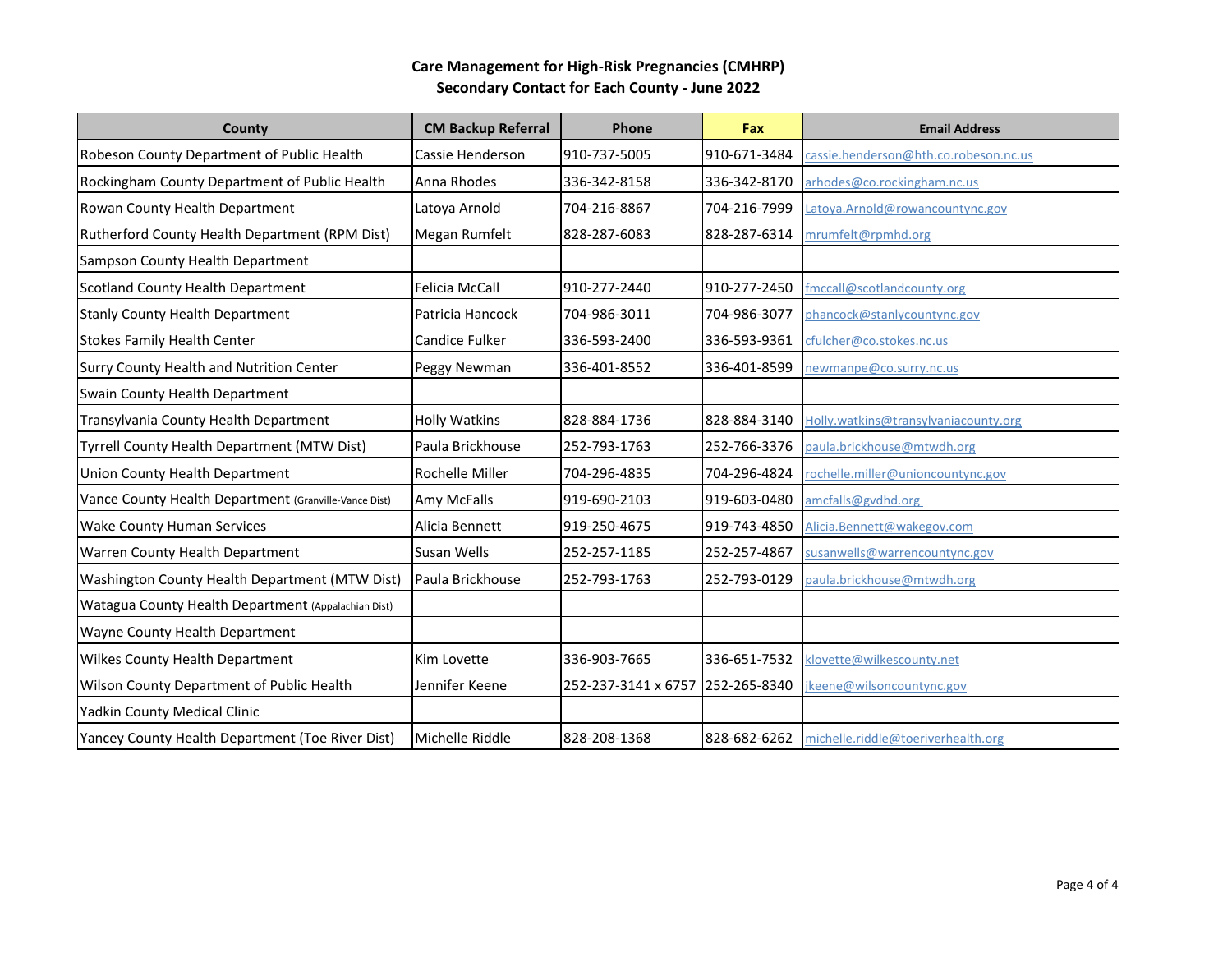**Care Management for High-Risk Pregnancies (CMHRP)**
**Secondary Contact for Each County - June 2022**

| County | CM Backup Referral | Phone | Fax | Email Address |
|---|---|---|---|---|
| Robeson County Department of Public Health | Cassie Henderson | 910-737-5005 | 910-671-3484 | cassie.henderson@hth.co.robeson.nc.us |
| Rockingham County Department of Public Health | Anna Rhodes | 336-342-8158 | 336-342-8170 | arhodes@co.rockingham.nc.us |
| Rowan County Health Department | Latoya Arnold | 704-216-8867 | 704-216-7999 | Latoya.Arnold@rowancountync.gov |
| Rutherford County Health Department (RPM Dist) | Megan Rumfelt | 828-287-6083 | 828-287-6314 | mrumfelt@rpmhd.org |
| Sampson County Health Department | | | | |
| Scotland County Health Department | Felicia McCall | 910-277-2440 | 910-277-2450 | fmccall@scotlandcounty.org |
| Stanly County Health Department | Patricia Hancock | 704-986-3011 | 704-986-3077 | phancock@stanlycountync.gov |
| Stokes Family Health Center | Candice Fulker | 336-593-2400 | 336-593-9361 | cfulcher@co.stokes.nc.us |
| Surry County Health and Nutrition Center | Peggy Newman | 336-401-8552 | 336-401-8599 | newmanpe@co.surry.nc.us |
| Swain County Health Department | | | | |
| Transylvania County Health Department | Holly Watkins | 828-884-1736 | 828-884-3140 | Holly.watkins@transylvaniacounty.org |
| Tyrrell County Health Department (MTW Dist) | Paula Brickhouse | 252-793-1763 | 252-766-3376 | paula.brickhouse@mtwdh.org |
| Union County Health Department | Rochelle Miller | 704-296-4835 | 704-296-4824 | rochelle.miller@unioncountync.gov |
| Vance County Health Department (Granville-Vance Dist) | Amy McFalls | 919-690-2103 | 919-603-0480 | amcfalls@gvdhd.org |
| Wake County Human Services | Alicia Bennett | 919-250-4675 | 919-743-4850 | Alicia.Bennett@wakegov.com |
| Warren County Health Department | Susan Wells | 252-257-1185 | 252-257-4867 | susanwells@warrencountync.gov |
| Washington County Health Department (MTW Dist) | Paula Brickhouse | 252-793-1763 | 252-793-0129 | paula.brickhouse@mtwdh.org |
| Watagua County Health Department (Appalachian Dist) | | | | |
| Wayne County Health Department | | | | |
| Wilkes County Health Department | Kim Lovette | 336-903-7665 | 336-651-7532 | klovette@wilkescounty.net |
| Wilson County Department of Public Health | Jennifer Keene | 252-237-3141 x 6757 | 252-265-8340 | jkeene@wilsoncountync.gov |
| Yadkin County Medical Clinic | | | | |
| Yancey County Health Department (Toe River Dist) | Michelle Riddle | 828-208-1368 | 828-682-6262 | michelle.riddle@toeriverhealth.org |